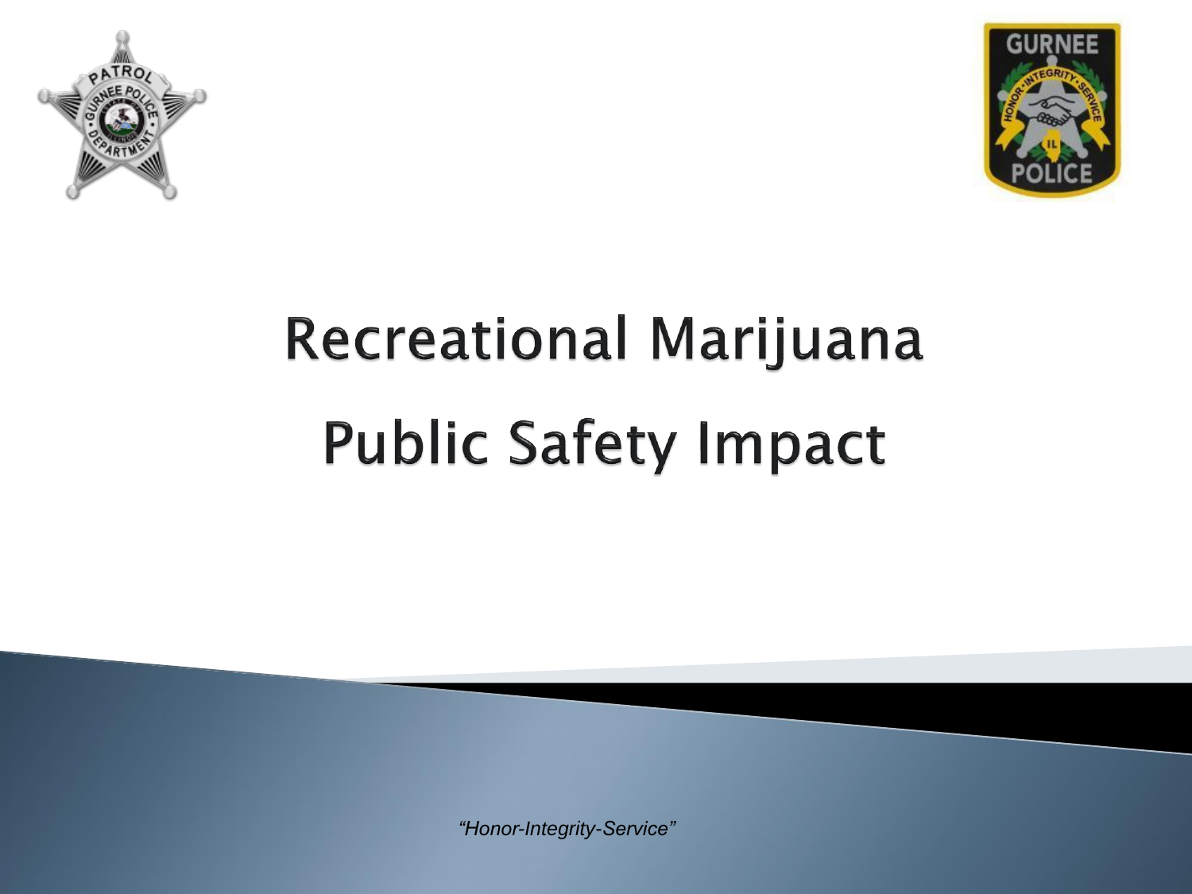# Recreational Marijuana

# Public Safety Impact

*"Honor-Integrity-Service"*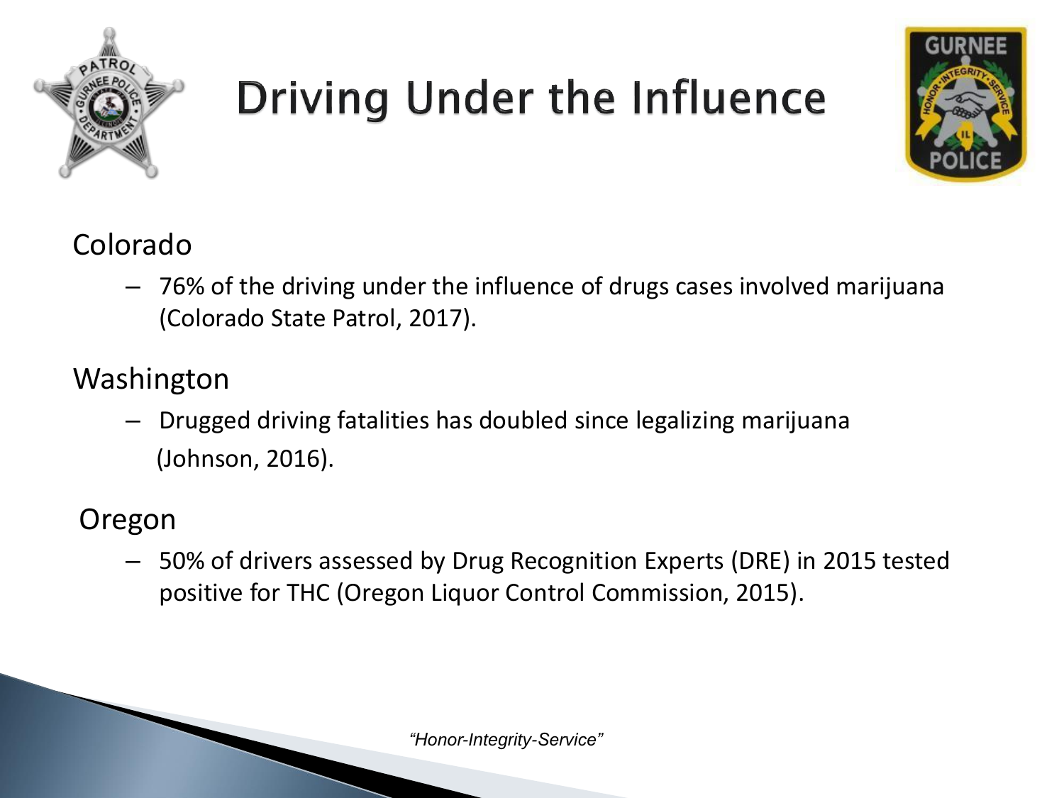# Driving Under the Influence

Colorado

- 76% of the driving under the influence of drugs cases involved marijuana (Colorado State Patrol, 2017).

Washington

- Drugged driving fatalities has doubled since legalizing marijuana (Johnson, 2016).

Oregon

- 50% of drivers assessed by Drug Recognition Experts (DRE) in 2015 tested positive for THC (Oregon Liquor Control Commission, 2015).

*"Honor-Integrity-Service"*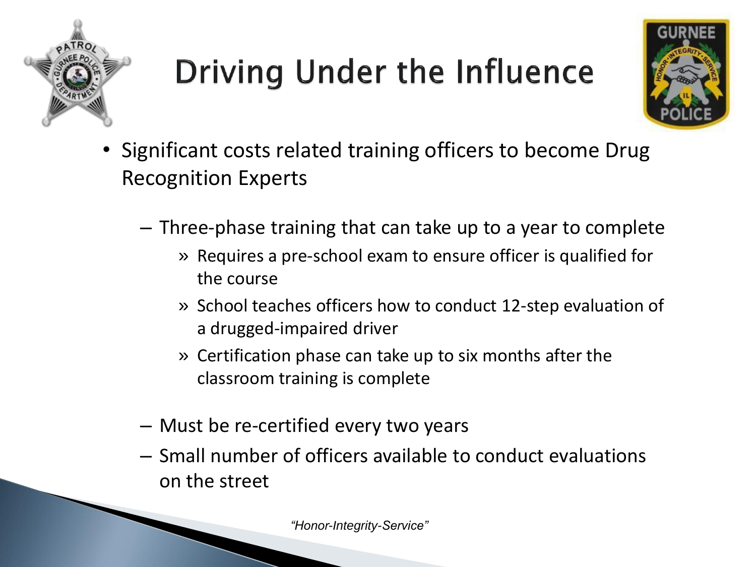# Driving Under the Influence

- Significant costs related training officers to become Drug Recognition Experts
  - Three-phase training that can take up to a year to complete
    - Requires a pre-school exam to ensure officer is qualified for the course
    - School teaches officers how to conduct 12-step evaluation of a drugged-impaired driver
    - Certification phase can take up to six months after the classroom training is complete
  - Must be re-certified every two years
  - Small number of officers available to conduct evaluations on the street

*"Honor-Integrity-Service"*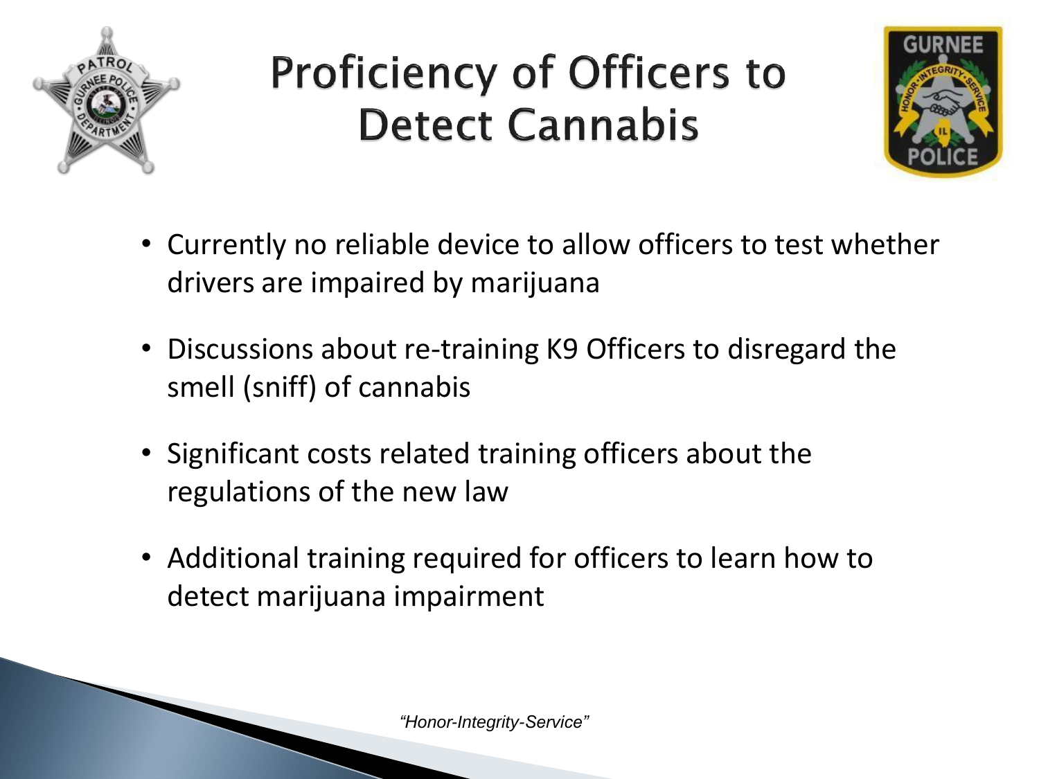# Proficiency of Officers to Detect Cannabis

- Currently no reliable device to allow officers to test whether drivers are impaired by marijuana
- Discussions about re-training K9 Officers to disregard the smell (sniff) of cannabis
- Significant costs related training officers about the regulations of the new law
- Additional training required for officers to learn how to detect marijuana impairment

*"Honor-Integrity-Service"*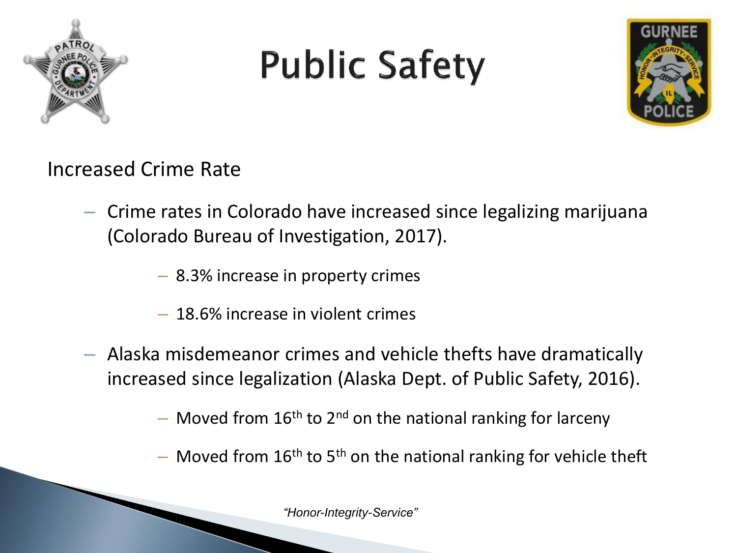# Public Safety

Increased Crime Rate

- Crime rates in Colorado have increased since legalizing marijuana (Colorado Bureau of Investigation, 2017).
  - 8.3% increase in property crimes
  - 18.6% increase in violent crimes
- Alaska misdemeanor crimes and vehicle thefts have dramatically increased since legalization (Alaska Dept. of Public Safety, 2016).
  - Moved from 16th to 2nd on the national ranking for larceny
  - Moved from 16th to 5th on the national ranking for vehicle theft

*"Honor-Integrity-Service"*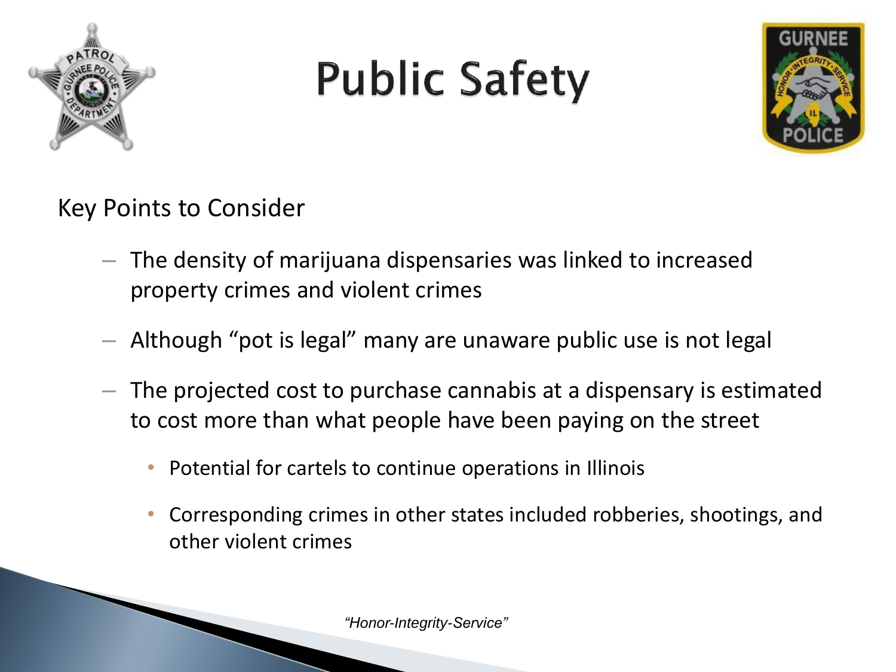# Public Safety

Key Points to Consider

- The density of marijuana dispensaries was linked to increased property crimes and violent crimes
- Although "pot is legal" many are unaware public use is not legal
- The projected cost to purchase cannabis at a dispensary is estimated to cost more than what people have been paying on the street
  - Potential for cartels to continue operations in Illinois
  - Corresponding crimes in other states included robberies, shootings, and other violent crimes

*"Honor-Integrity-Service"*